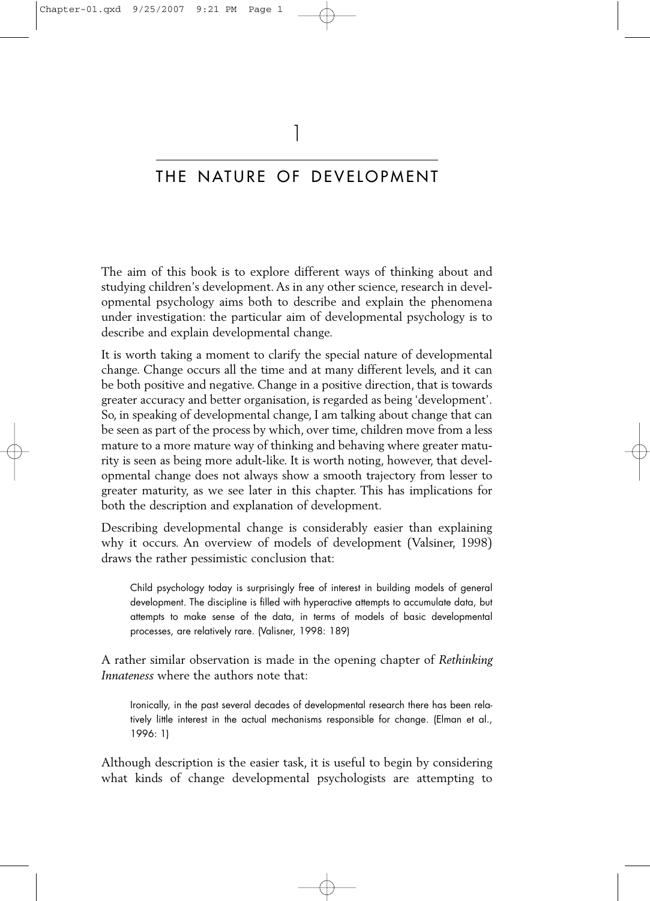# 1

# THE NATURE OF DEVELOPMENT

The aim of this book is to explore different ways of thinking about and studying children's development. As in any other science, research in developmental psychology aims both to describe and explain the phenomena under investigation: the particular aim of developmental psychology is to describe and explain developmental change.

It is worth taking a moment to clarify the special nature of developmental change. Change occurs all the time and at many different levels, and it can be both positive and negative. Change in a positive direction, that is towards greater accuracy and better organisation, is regarded as being 'development'. So, in speaking of developmental change, I am talking about change that can be seen as part of the process by which, over time, children move from a less mature to a more mature way of thinking and behaving where greater maturity is seen as being more adult-like. It is worth noting, however, that developmental change does not always show a smooth trajectory from lesser to greater maturity, as we see later in this chapter. This has implications for both the description and explanation of development.

Describing developmental change is considerably easier than explaining why it occurs. An overview of models of development (Valsiner, 1998) draws the rather pessimistic conclusion that:

> Child psychology today is surprisingly free of interest in building models of general development. The discipline is filled with hyperactive attempts to accumulate data, but attempts to make sense of the data, in terms of models of basic developmental processes, are relatively rare. (Valsiner, 1998: 189)

A rather similar observation is made in the opening chapter of *Rethinking Innateness* where the authors note that:

> Ironically, in the past several decades of developmental research there has been relatively little interest in the actual mechanisms responsible for change. (Elman et al., 1996: 1)

Although description is the easier task, it is useful to begin by considering what kinds of change developmental psychologists are attempting to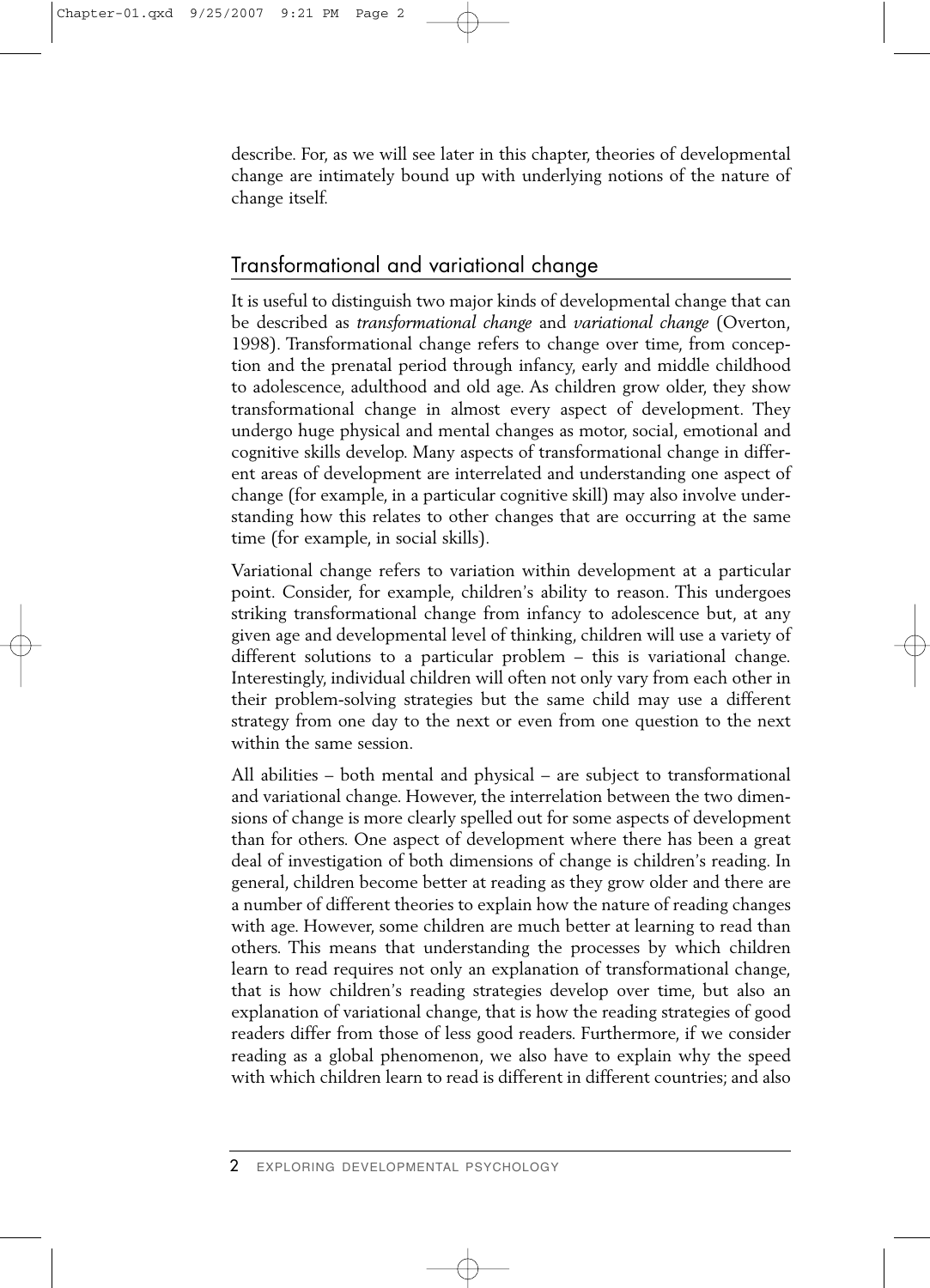describe. For, as we will see later in this chapter, theories of developmental change are intimately bound up with underlying notions of the nature of change itself.

## Transformational and variational change

It is useful to distinguish two major kinds of developmental change that can be described as *transformational change* and *variational change* (Overton, 1998). Transformational change refers to change over time, from conception and the prenatal period through infancy, early and middle childhood to adolescence, adulthood and old age. As children grow older, they show transformational change in almost every aspect of development. They undergo huge physical and mental changes as motor, social, emotional and cognitive skills develop. Many aspects of transformational change in different areas of development are interrelated and understanding one aspect of change (for example, in a particular cognitive skill) may also involve understanding how this relates to other changes that are occurring at the same time (for example, in social skills).

Variational change refers to variation within development at a particular point. Consider, for example, children's ability to reason. This undergoes striking transformational change from infancy to adolescence but, at any given age and developmental level of thinking, children will use a variety of different solutions to a particular problem – this is variational change. Interestingly, individual children will often not only vary from each other in their problem-solving strategies but the same child may use a different strategy from one day to the next or even from one question to the next within the same session.

All abilities – both mental and physical – are subject to transformational and variational change. However, the interrelation between the two dimensions of change is more clearly spelled out for some aspects of development than for others. One aspect of development where there has been a great deal of investigation of both dimensions of change is children's reading. In general, children become better at reading as they grow older and there are a number of different theories to explain how the nature of reading changes with age. However, some children are much better at learning to read than others. This means that understanding the processes by which children learn to read requires not only an explanation of transformational change, that is how children's reading strategies develop over time, but also an explanation of variational change, that is how the reading strategies of good readers differ from those of less good readers. Furthermore, if we consider reading as a global phenomenon, we also have to explain why the speed with which children learn to read is different in different countries; and also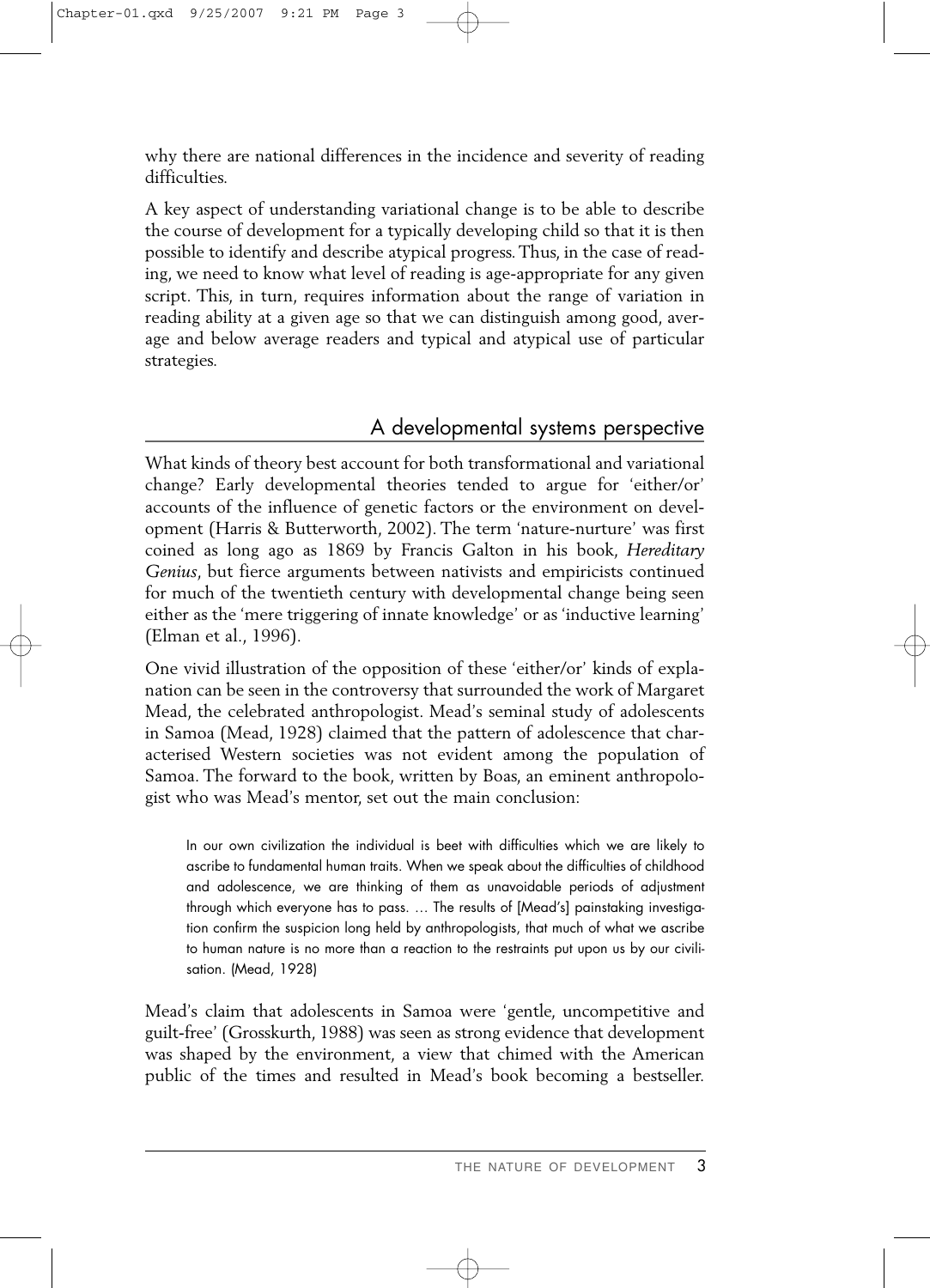why there are national differences in the incidence and severity of reading difficulties.

A key aspect of understanding variational change is to be able to describe the course of development for a typically developing child so that it is then possible to identify and describe atypical progress. Thus, in the case of reading, we need to know what level of reading is age-appropriate for any given script. This, in turn, requires information about the range of variation in reading ability at a given age so that we can distinguish among good, average and below average readers and typical and atypical use of particular strategies.

## A developmental systems perspective

What kinds of theory best account for both transformational and variational change? Early developmental theories tended to argue for 'either/or' accounts of the influence of genetic factors or the environment on development (Harris & Butterworth, 2002). The term 'nature-nurture' was first coined as long ago as 1869 by Francis Galton in his book, *Hereditary Genius*, but fierce arguments between nativists and empiricists continued for much of the twentieth century with developmental change being seen either as the 'mere triggering of innate knowledge' or as 'inductive learning' (Elman et al., 1996).

One vivid illustration of the opposition of these 'either/or' kinds of explanation can be seen in the controversy that surrounded the work of Margaret Mead, the celebrated anthropologist. Mead's seminal study of adolescents in Samoa (Mead, 1928) claimed that the pattern of adolescence that characterised Western societies was not evident among the population of Samoa. The forward to the book, written by Boas, an eminent anthropologist who was Mead's mentor, set out the main conclusion:

> In our own civilization the individual is beet with difficulties which we are likely to ascribe to fundamental human traits. When we speak about the difficulties of childhood and adolescence, we are thinking of them as unavoidable periods of adjustment through which everyone has to pass. … The results of [Mead's] painstaking investigation confirm the suspicion long held by anthropologists, that much of what we ascribe to human nature is no more than a reaction to the restraints put upon us by our civilisation. (Mead, 1928)

Mead's claim that adolescents in Samoa were 'gentle, uncompetitive and guilt-free' (Grosskurth, 1988) was seen as strong evidence that development was shaped by the environment, a view that chimed with the American public of the times and resulted in Mead's book becoming a bestseller.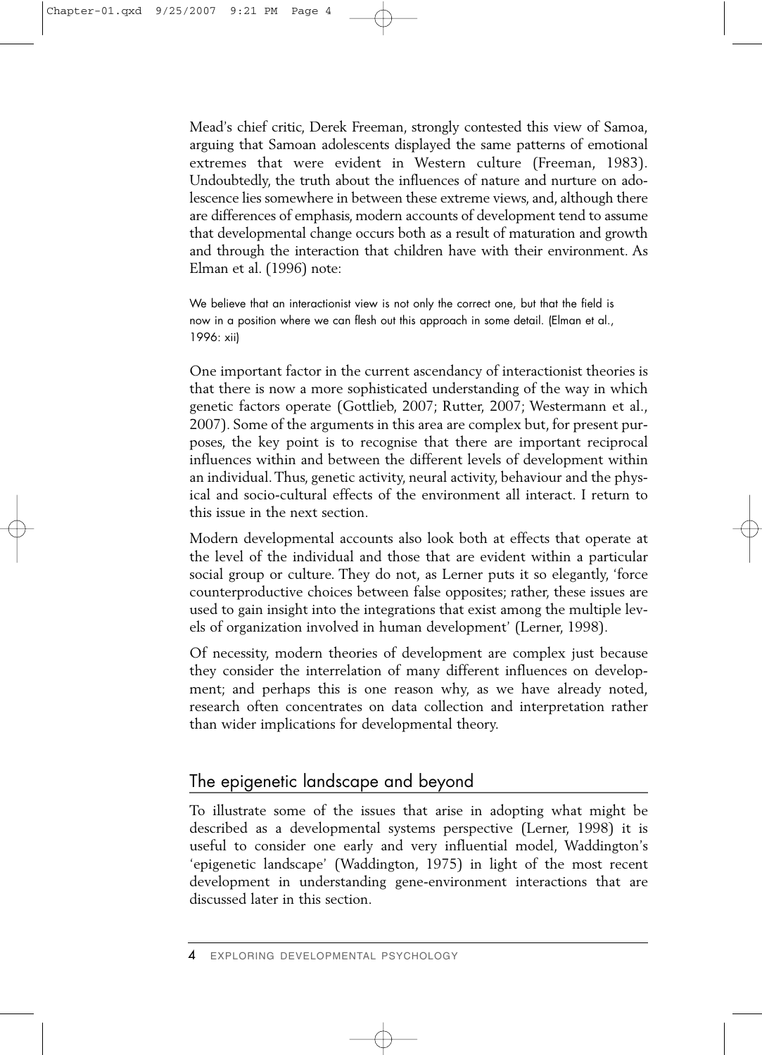Mead's chief critic, Derek Freeman, strongly contested this view of Samoa, arguing that Samoan adolescents displayed the same patterns of emotional extremes that were evident in Western culture (Freeman, 1983). Undoubtedly, the truth about the influences of nature and nurture on adolescence lies somewhere in between these extreme views, and, although there are differences of emphasis, modern accounts of development tend to assume that developmental change occurs both as a result of maturation and growth and through the interaction that children have with their environment. As Elman et al. (1996) note:

> We believe that an interactionist view is not only the correct one, but that the field is now in a position where we can flesh out this approach in some detail. (Elman et al., 1996: xii)

One important factor in the current ascendancy of interactionist theories is that there is now a more sophisticated understanding of the way in which genetic factors operate (Gottlieb, 2007; Rutter, 2007; Westermann et al., 2007). Some of the arguments in this area are complex but, for present purposes, the key point is to recognise that there are important reciprocal influences within and between the different levels of development within an individual. Thus, genetic activity, neural activity, behaviour and the physical and socio-cultural effects of the environment all interact. I return to this issue in the next section.

Modern developmental accounts also look both at effects that operate at the level of the individual and those that are evident within a particular social group or culture. They do not, as Lerner puts it so elegantly, 'force counterproductive choices between false opposites; rather, these issues are used to gain insight into the integrations that exist among the multiple levels of organization involved in human development' (Lerner, 1998).

Of necessity, modern theories of development are complex just because they consider the interrelation of many different influences on development; and perhaps this is one reason why, as we have already noted, research often concentrates on data collection and interpretation rather than wider implications for developmental theory.

## The epigenetic landscape and beyond

To illustrate some of the issues that arise in adopting what might be described as a developmental systems perspective (Lerner, 1998) it is useful to consider one early and very influential model, Waddington's 'epigenetic landscape' (Waddington, 1975) in light of the most recent development in understanding gene-environment interactions that are discussed later in this section.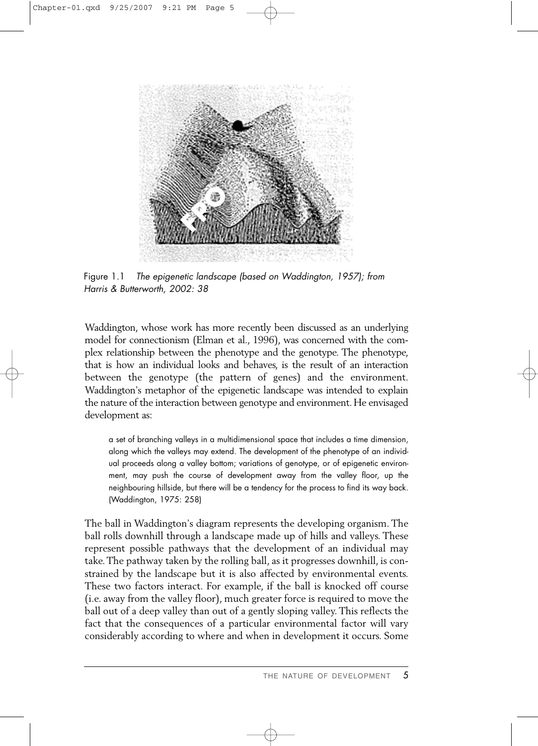Figure 1.1 *The epigenetic landscape (based on Waddington, 1957); from Harris & Butterworth, 2002: 38*

Waddington, whose work has more recently been discussed as an underlying model for connectionism (Elman et al., 1996), was concerned with the complex relationship between the phenotype and the genotype. The phenotype, that is how an individual looks and behaves, is the result of an interaction between the genotype (the pattern of genes) and the environment. Waddington's metaphor of the epigenetic landscape was intended to explain the nature of the interaction between genotype and environment. He envisaged development as:

> a set of branching valleys in a multidimensional space that includes a time dimension, along which the valleys may extend. The development of the phenotype of an individual proceeds along a valley bottom; variations of genotype, or of epigenetic environment, may push the course of development away from the valley floor, up the neighbouring hillside, but there will be a tendency for the process to find its way back. (Waddington, 1975: 258)

The ball in Waddington's diagram represents the developing organism. The ball rolls downhill through a landscape made up of hills and valleys. These represent possible pathways that the development of an individual may take. The pathway taken by the rolling ball, as it progresses downhill, is constrained by the landscape but it is also affected by environmental events. These two factors interact. For example, if the ball is knocked off course (i.e. away from the valley floor), much greater force is required to move the ball out of a deep valley than out of a gently sloping valley. This reflects the fact that the consequences of a particular environmental factor will vary considerably according to where and when in development it occurs. Some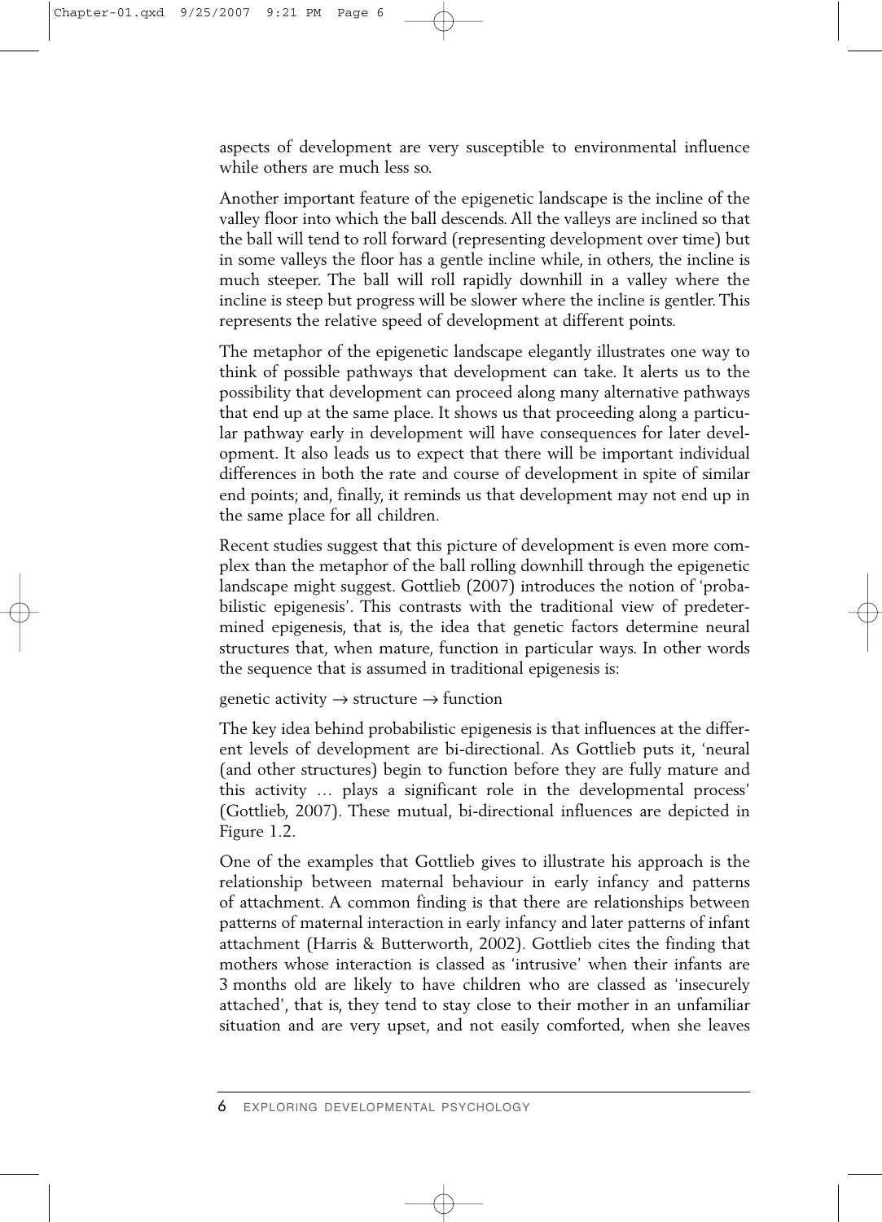aspects of development are very susceptible to environmental influence while others are much less so.

Another important feature of the epigenetic landscape is the incline of the valley floor into which the ball descends. All the valleys are inclined so that the ball will tend to roll forward (representing development over time) but in some valleys the floor has a gentle incline while, in others, the incline is much steeper. The ball will roll rapidly downhill in a valley where the incline is steep but progress will be slower where the incline is gentler. This represents the relative speed of development at different points.

The metaphor of the epigenetic landscape elegantly illustrates one way to think of possible pathways that development can take. It alerts us to the possibility that development can proceed along many alternative pathways that end up at the same place. It shows us that proceeding along a particular pathway early in development will have consequences for later development. It also leads us to expect that there will be important individual differences in both the rate and course of development in spite of similar end points; and, finally, it reminds us that development may not end up in the same place for all children.

Recent studies suggest that this picture of development is even more complex than the metaphor of the ball rolling downhill through the epigenetic landscape might suggest. Gottlieb (2007) introduces the notion of 'probabilistic epigenesis'. This contrasts with the traditional view of predetermined epigenesis, that is, the idea that genetic factors determine neural structures that, when mature, function in particular ways. In other words the sequence that is assumed in traditional epigenesis is:

genetic activity → structure → function

The key idea behind probabilistic epigenesis is that influences at the different levels of development are bi-directional. As Gottlieb puts it, 'neural (and other structures) begin to function before they are fully mature and this activity … plays a significant role in the developmental process' (Gottlieb, 2007). These mutual, bi-directional influences are depicted in Figure 1.2.

One of the examples that Gottlieb gives to illustrate his approach is the relationship between maternal behaviour in early infancy and patterns of attachment. A common finding is that there are relationships between patterns of maternal interaction in early infancy and later patterns of infant attachment (Harris & Butterworth, 2002). Gottlieb cites the finding that mothers whose interaction is classed as 'intrusive' when their infants are 3 months old are likely to have children who are classed as 'insecurely attached', that is, they tend to stay close to their mother in an unfamiliar situation and are very upset, and not easily comforted, when she leaves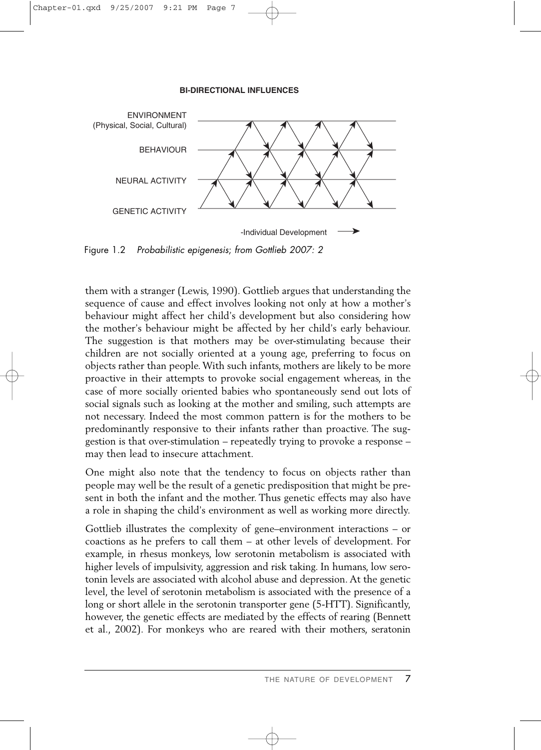BI-DIRECTIONAL INFLUENCES

ENVIRONMENT
(Physical, Social, Cultural)

BEHAVIOUR

NEURAL ACTIVITY

GENETIC ACTIVITY

-Individual Development

Figure 1.2 *Probabilistic epigenesis; from Gottlieb 2007: 2*

them with a stranger (Lewis, 1990). Gottlieb argues that understanding the sequence of cause and effect involves looking not only at how a mother's behaviour might affect her child's development but also considering how the mother's behaviour might be affected by her child's early behaviour. The suggestion is that mothers may be over-stimulating because their children are not socially oriented at a young age, preferring to focus on objects rather than people. With such infants, mothers are likely to be more proactive in their attempts to provoke social engagement whereas, in the case of more socially oriented babies who spontaneously send out lots of social signals such as looking at the mother and smiling, such attempts are not necessary. Indeed the most common pattern is for the mothers to be predominantly responsive to their infants rather than proactive. The suggestion is that over-stimulation – repeatedly trying to provoke a response – may then lead to insecure attachment.

One might also note that the tendency to focus on objects rather than people may well be the result of a genetic predisposition that might be present in both the infant and the mother. Thus genetic effects may also have a role in shaping the child's environment as well as working more directly.

Gottlieb illustrates the complexity of gene–environment interactions – or coactions as he prefers to call them – at other levels of development. For example, in rhesus monkeys, low serotonin metabolism is associated with higher levels of impulsivity, aggression and risk taking. In humans, low serotonin levels are associated with alcohol abuse and depression. At the genetic level, the level of serotonin metabolism is associated with the presence of a long or short allele in the serotonin transporter gene (5-HTT). Significantly, however, the genetic effects are mediated by the effects of rearing (Bennett et al., 2002). For monkeys who are reared with their mothers, seratonin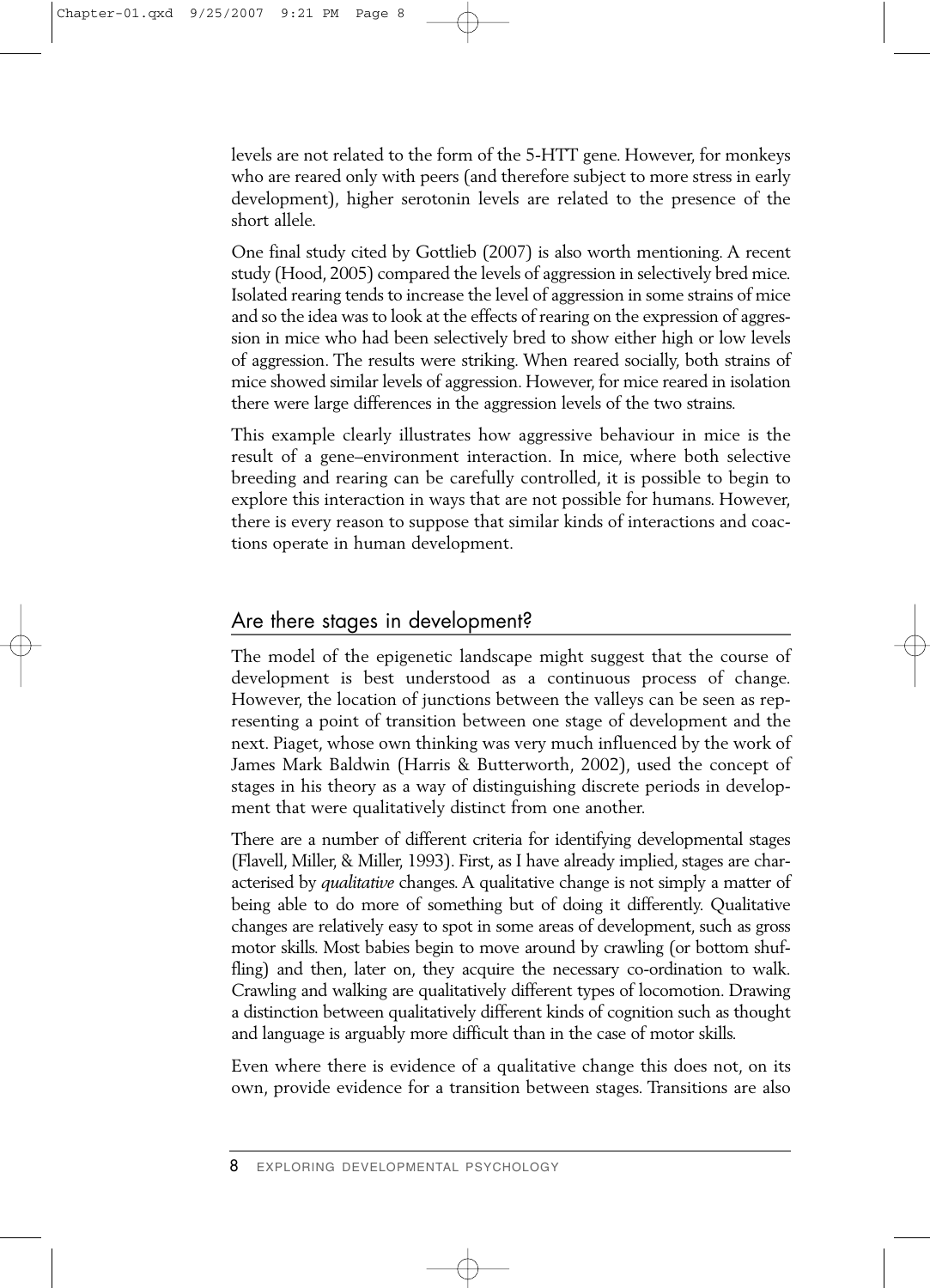levels are not related to the form of the 5-HTT gene. However, for monkeys who are reared only with peers (and therefore subject to more stress in early development), higher serotonin levels are related to the presence of the short allele.

One final study cited by Gottlieb (2007) is also worth mentioning. A recent study (Hood, 2005) compared the levels of aggression in selectively bred mice. Isolated rearing tends to increase the level of aggression in some strains of mice and so the idea was to look at the effects of rearing on the expression of aggression in mice who had been selectively bred to show either high or low levels of aggression. The results were striking. When reared socially, both strains of mice showed similar levels of aggression. However, for mice reared in isolation there were large differences in the aggression levels of the two strains.

This example clearly illustrates how aggressive behaviour in mice is the result of a gene–environment interaction. In mice, where both selective breeding and rearing can be carefully controlled, it is possible to begin to explore this interaction in ways that are not possible for humans. However, there is every reason to suppose that similar kinds of interactions and coactions operate in human development.

## Are there stages in development?

The model of the epigenetic landscape might suggest that the course of development is best understood as a continuous process of change. However, the location of junctions between the valleys can be seen as representing a point of transition between one stage of development and the next. Piaget, whose own thinking was very much influenced by the work of James Mark Baldwin (Harris & Butterworth, 2002), used the concept of stages in his theory as a way of distinguishing discrete periods in development that were qualitatively distinct from one another.

There are a number of different criteria for identifying developmental stages (Flavell, Miller, & Miller, 1993). First, as I have already implied, stages are characterised by *qualitative* changes. A qualitative change is not simply a matter of being able to do more of something but of doing it differently. Qualitative changes are relatively easy to spot in some areas of development, such as gross motor skills. Most babies begin to move around by crawling (or bottom shuffling) and then, later on, they acquire the necessary co-ordination to walk. Crawling and walking are qualitatively different types of locomotion. Drawing a distinction between qualitatively different kinds of cognition such as thought and language is arguably more difficult than in the case of motor skills.

Even where there is evidence of a qualitative change this does not, on its own, provide evidence for a transition between stages. Transitions are also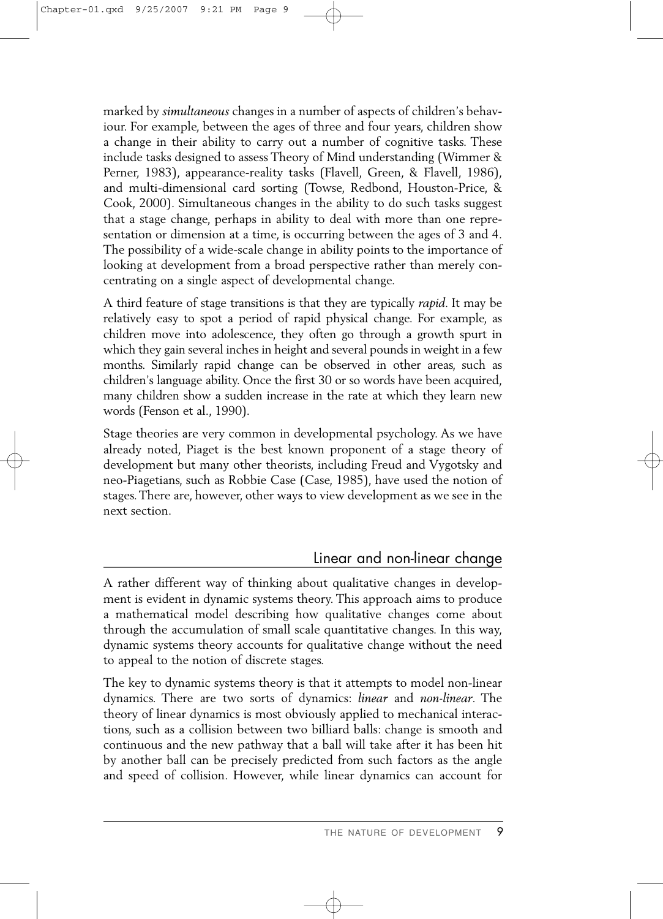marked by *simultaneous* changes in a number of aspects of children's behaviour. For example, between the ages of three and four years, children show a change in their ability to carry out a number of cognitive tasks. These include tasks designed to assess Theory of Mind understanding (Wimmer & Perner, 1983), appearance-reality tasks (Flavell, Green, & Flavell, 1986), and multi-dimensional card sorting (Towse, Redbond, Houston-Price, & Cook, 2000). Simultaneous changes in the ability to do such tasks suggest that a stage change, perhaps in ability to deal with more than one representation or dimension at a time, is occurring between the ages of 3 and 4. The possibility of a wide-scale change in ability points to the importance of looking at development from a broad perspective rather than merely concentrating on a single aspect of developmental change.

A third feature of stage transitions is that they are typically *rapid*. It may be relatively easy to spot a period of rapid physical change. For example, as children move into adolescence, they often go through a growth spurt in which they gain several inches in height and several pounds in weight in a few months. Similarly rapid change can be observed in other areas, such as children's language ability. Once the first 30 or so words have been acquired, many children show a sudden increase in the rate at which they learn new words (Fenson et al., 1990).

Stage theories are very common in developmental psychology. As we have already noted, Piaget is the best known proponent of a stage theory of development but many other theorists, including Freud and Vygotsky and neo-Piagetians, such as Robbie Case (Case, 1985), have used the notion of stages. There are, however, other ways to view development as we see in the next section.

## Linear and non-linear change

A rather different way of thinking about qualitative changes in development is evident in dynamic systems theory. This approach aims to produce a mathematical model describing how qualitative changes come about through the accumulation of small scale quantitative changes. In this way, dynamic systems theory accounts for qualitative change without the need to appeal to the notion of discrete stages.

The key to dynamic systems theory is that it attempts to model non-linear dynamics. There are two sorts of dynamics: *linear* and *non-linear*. The theory of linear dynamics is most obviously applied to mechanical interactions, such as a collision between two billiard balls: change is smooth and continuous and the new pathway that a ball will take after it has been hit by another ball can be precisely predicted from such factors as the angle and speed of collision. However, while linear dynamics can account for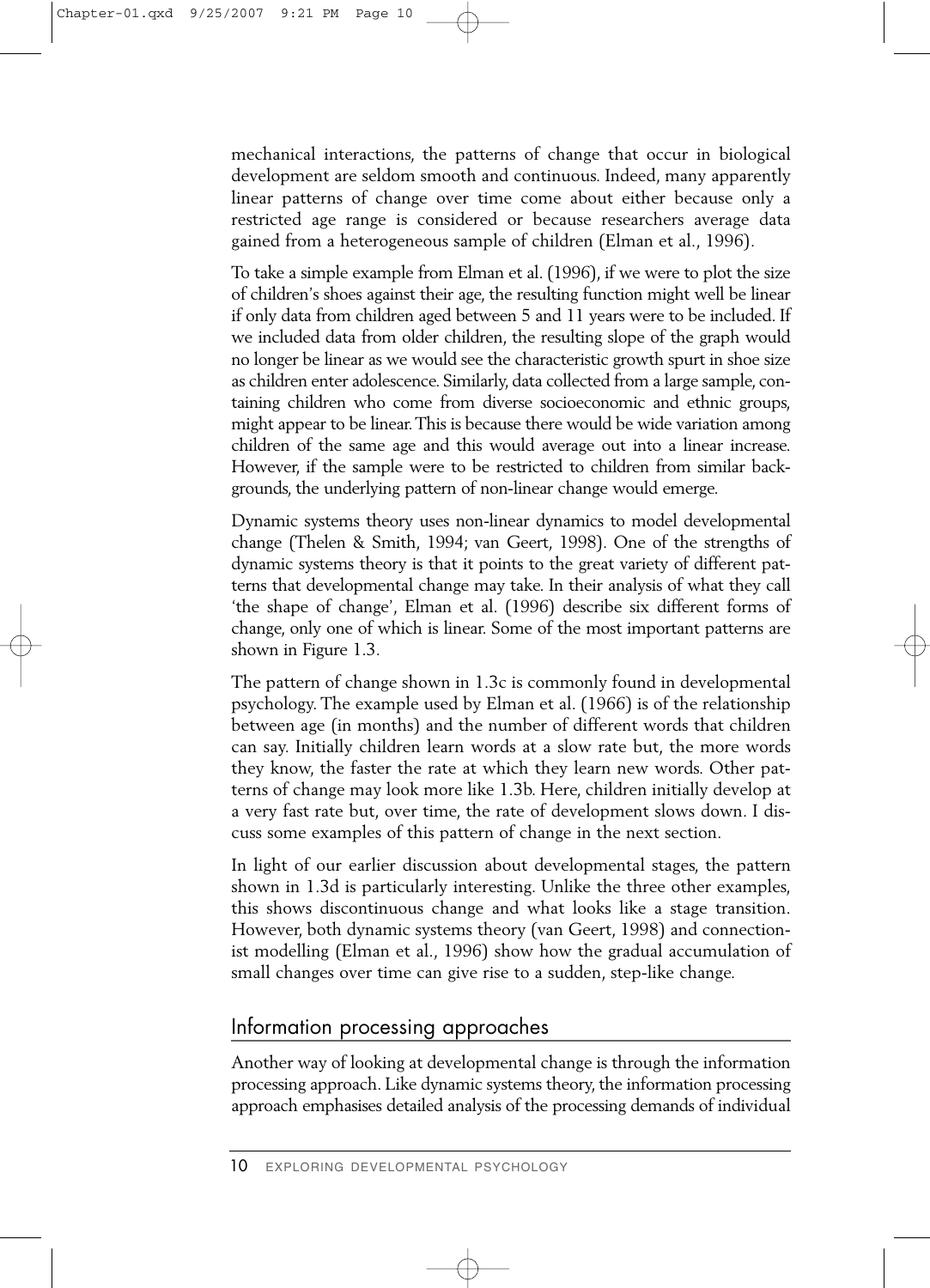mechanical interactions, the patterns of change that occur in biological development are seldom smooth and continuous. Indeed, many apparently linear patterns of change over time come about either because only a restricted age range is considered or because researchers average data gained from a heterogeneous sample of children (Elman et al., 1996).

To take a simple example from Elman et al. (1996), if we were to plot the size of children's shoes against their age, the resulting function might well be linear if only data from children aged between 5 and 11 years were to be included. If we included data from older children, the resulting slope of the graph would no longer be linear as we would see the characteristic growth spurt in shoe size as children enter adolescence. Similarly, data collected from a large sample, containing children who come from diverse socioeconomic and ethnic groups, might appear to be linear. This is because there would be wide variation among children of the same age and this would average out into a linear increase. However, if the sample were to be restricted to children from similar backgrounds, the underlying pattern of non-linear change would emerge.

Dynamic systems theory uses non-linear dynamics to model developmental change (Thelen & Smith, 1994; van Geert, 1998). One of the strengths of dynamic systems theory is that it points to the great variety of different patterns that developmental change may take. In their analysis of what they call 'the shape of change', Elman et al. (1996) describe six different forms of change, only one of which is linear. Some of the most important patterns are shown in Figure 1.3.

The pattern of change shown in 1.3c is commonly found in developmental psychology. The example used by Elman et al. (1966) is of the relationship between age (in months) and the number of different words that children can say. Initially children learn words at a slow rate but, the more words they know, the faster the rate at which they learn new words. Other patterns of change may look more like 1.3b. Here, children initially develop at a very fast rate but, over time, the rate of development slows down. I discuss some examples of this pattern of change in the next section.

In light of our earlier discussion about developmental stages, the pattern shown in 1.3d is particularly interesting. Unlike the three other examples, this shows discontinuous change and what looks like a stage transition. However, both dynamic systems theory (van Geert, 1998) and connectionist modelling (Elman et al., 1996) show how the gradual accumulation of small changes over time can give rise to a sudden, step-like change.

## Information processing approaches

Another way of looking at developmental change is through the information processing approach. Like dynamic systems theory, the information processing approach emphasises detailed analysis of the processing demands of individual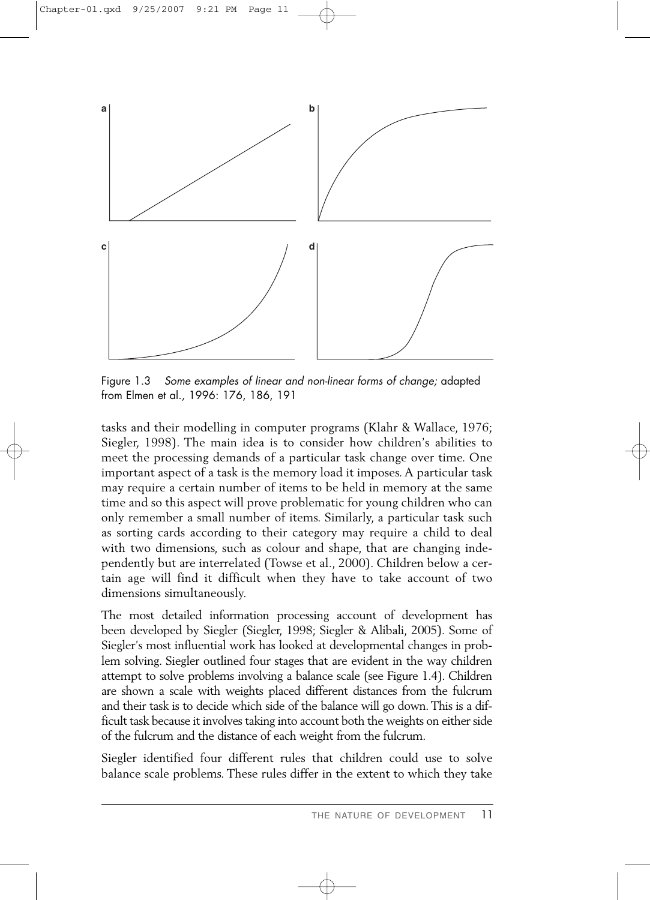Figure 1.3 *Some examples of linear and non-linear forms of change;* adapted from Elmen et al., 1996: 176, 186, 191

tasks and their modelling in computer programs (Klahr & Wallace, 1976; Siegler, 1998). The main idea is to consider how children's abilities to meet the processing demands of a particular task change over time. One important aspect of a task is the memory load it imposes. A particular task may require a certain number of items to be held in memory at the same time and so this aspect will prove problematic for young children who can only remember a small number of items. Similarly, a particular task such as sorting cards according to their category may require a child to deal with two dimensions, such as colour and shape, that are changing independently but are interrelated (Towse et al., 2000). Children below a certain age will find it difficult when they have to take account of two dimensions simultaneously.

The most detailed information processing account of development has been developed by Siegler (Siegler, 1998; Siegler & Alibali, 2005). Some of Siegler's most influential work has looked at developmental changes in problem solving. Siegler outlined four stages that are evident in the way children attempt to solve problems involving a balance scale (see Figure 1.4). Children are shown a scale with weights placed different distances from the fulcrum and their task is to decide which side of the balance will go down. This is a difficult task because it involves taking into account both the weights on either side of the fulcrum and the distance of each weight from the fulcrum.

Siegler identified four different rules that children could use to solve balance scale problems. These rules differ in the extent to which they take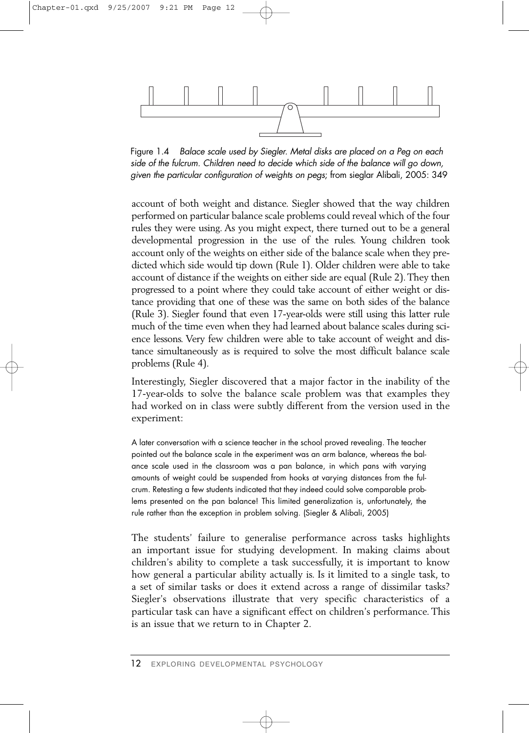Figure 1.4 *Balace scale used by Siegler. Metal disks are placed on a Peg on each side of the fulcrum. Children need to decide which side of the balance will go down, given the particular configuration of weights on pegs*; from sieglar Alibali, 2005: 349

account of both weight and distance. Siegler showed that the way children performed on particular balance scale problems could reveal which of the four rules they were using. As you might expect, there turned out to be a general developmental progression in the use of the rules. Young children took account only of the weights on either side of the balance scale when they predicted which side would tip down (Rule 1). Older children were able to take account of distance if the weights on either side are equal (Rule 2). They then progressed to a point where they could take account of either weight or distance providing that one of these was the same on both sides of the balance (Rule 3). Siegler found that even 17-year-olds were still using this latter rule much of the time even when they had learned about balance scales during science lessons. Very few children were able to take account of weight and distance simultaneously as is required to solve the most difficult balance scale problems (Rule 4).

Interestingly, Siegler discovered that a major factor in the inability of the 17-year-olds to solve the balance scale problem was that examples they had worked on in class were subtly different from the version used in the experiment:

> A later conversation with a science teacher in the school proved revealing. The teacher pointed out the balance scale in the experiment was an arm balance, whereas the balance scale used in the classroom was a pan balance, in which pans with varying amounts of weight could be suspended from hooks at varying distances from the fulcrum. Retesting a few students indicated that they indeed could solve comparable problems presented on the pan balance! This limited generalization is, unfortunately, the rule rather than the exception in problem solving. (Siegler & Alibali, 2005)

The students' failure to generalise performance across tasks highlights an important issue for studying development. In making claims about children's ability to complete a task successfully, it is important to know how general a particular ability actually is. Is it limited to a single task, to a set of similar tasks or does it extend across a range of dissimilar tasks? Siegler's observations illustrate that very specific characteristics of a particular task can have a significant effect on children's performance. This is an issue that we return to in Chapter 2.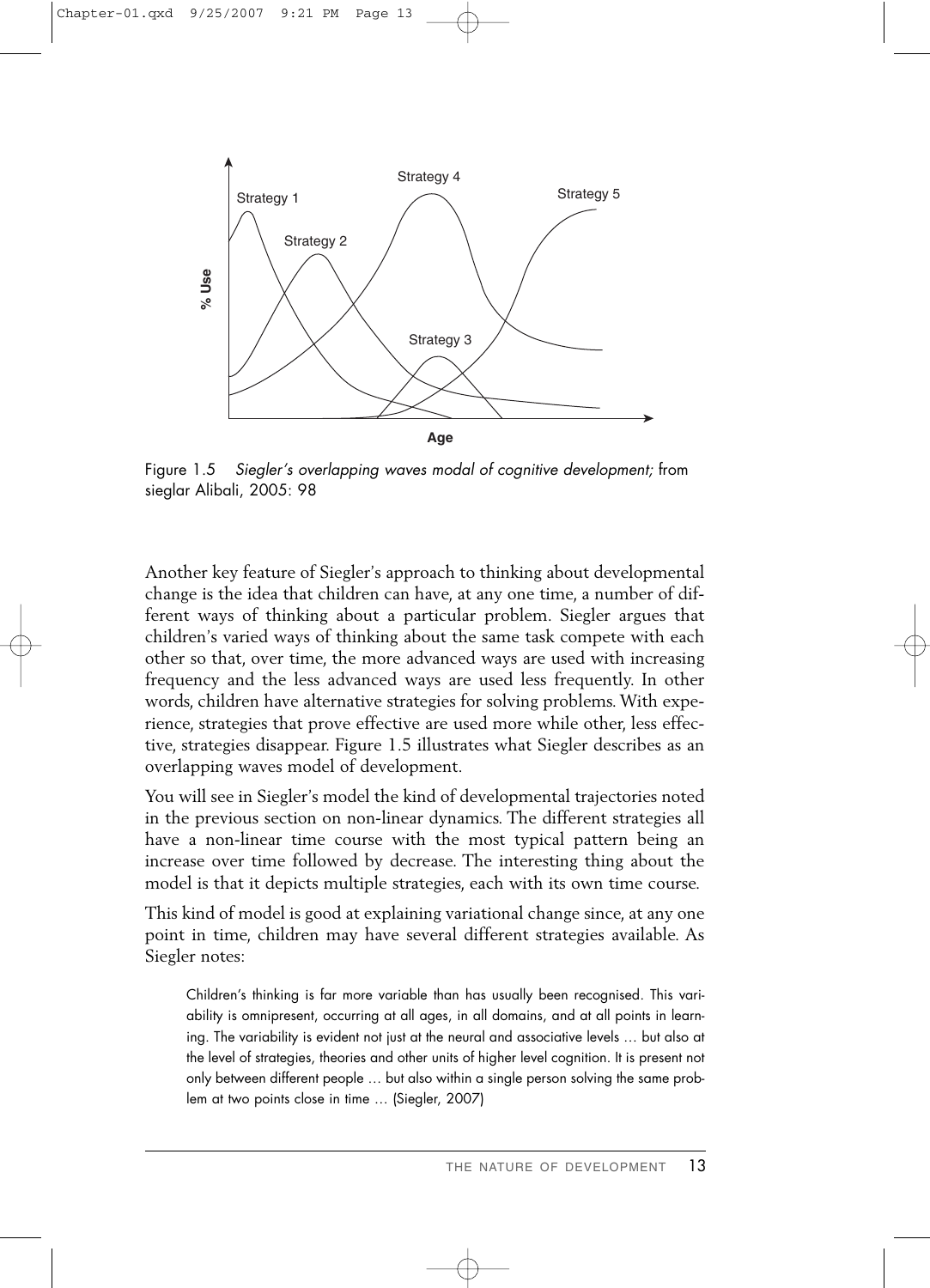Strategy 1
Strategy 2
Strategy 3
Strategy 4
Strategy 5
% Use
Age

Figure 1.5 *Siegler's overlapping waves modal of cognitive development;* from sieglar Alibali, 2005: 98

Another key feature of Siegler's approach to thinking about developmental change is the idea that children can have, at any one time, a number of different ways of thinking about a particular problem. Siegler argues that children's varied ways of thinking about the same task compete with each other so that, over time, the more advanced ways are used with increasing frequency and the less advanced ways are used less frequently. In other words, children have alternative strategies for solving problems. With experience, strategies that prove effective are used more while other, less effective, strategies disappear. Figure 1.5 illustrates what Siegler describes as an overlapping waves model of development.

You will see in Siegler's model the kind of developmental trajectories noted in the previous section on non-linear dynamics. The different strategies all have a non-linear time course with the most typical pattern being an increase over time followed by decrease. The interesting thing about the model is that it depicts multiple strategies, each with its own time course.

This kind of model is good at explaining variational change since, at any one point in time, children may have several different strategies available. As Siegler notes:

> Children's thinking is far more variable than has usually been recognised. This variability is omnipresent, occurring at all ages, in all domains, and at all points in learning. The variability is evident not just at the neural and associative levels … but also at the level of strategies, theories and other units of higher level cognition. It is present not only between different people … but also within a single person solving the same problem at two points close in time … (Siegler, 2007)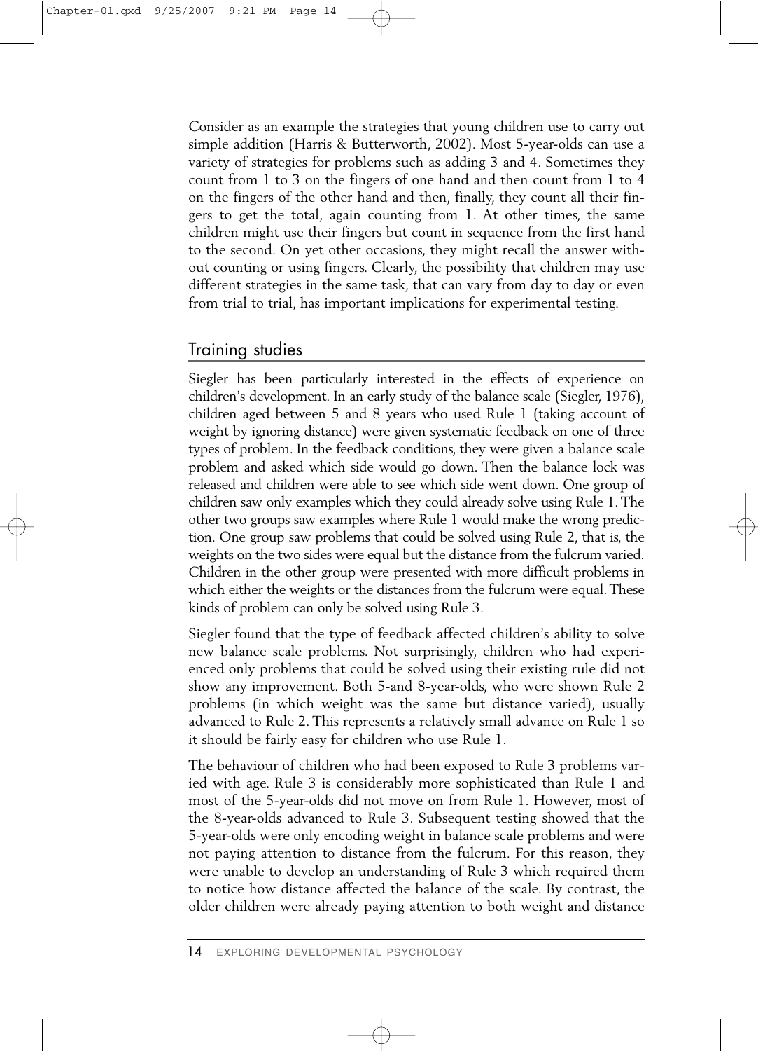Consider as an example the strategies that young children use to carry out simple addition (Harris & Butterworth, 2002). Most 5-year-olds can use a variety of strategies for problems such as adding 3 and 4. Sometimes they count from 1 to 3 on the fingers of one hand and then count from 1 to 4 on the fingers of the other hand and then, finally, they count all their fingers to get the total, again counting from 1. At other times, the same children might use their fingers but count in sequence from the first hand to the second. On yet other occasions, they might recall the answer without counting or using fingers. Clearly, the possibility that children may use different strategies in the same task, that can vary from day to day or even from trial to trial, has important implications for experimental testing.

## Training studies

Siegler has been particularly interested in the effects of experience on children's development. In an early study of the balance scale (Siegler, 1976), children aged between 5 and 8 years who used Rule 1 (taking account of weight by ignoring distance) were given systematic feedback on one of three types of problem. In the feedback conditions, they were given a balance scale problem and asked which side would go down. Then the balance lock was released and children were able to see which side went down. One group of children saw only examples which they could already solve using Rule 1. The other two groups saw examples where Rule 1 would make the wrong prediction. One group saw problems that could be solved using Rule 2, that is, the weights on the two sides were equal but the distance from the fulcrum varied. Children in the other group were presented with more difficult problems in which either the weights or the distances from the fulcrum were equal. These kinds of problem can only be solved using Rule 3.

Siegler found that the type of feedback affected children's ability to solve new balance scale problems. Not surprisingly, children who had experienced only problems that could be solved using their existing rule did not show any improvement. Both 5-and 8-year-olds, who were shown Rule 2 problems (in which weight was the same but distance varied), usually advanced to Rule 2. This represents a relatively small advance on Rule 1 so it should be fairly easy for children who use Rule 1.

The behaviour of children who had been exposed to Rule 3 problems varied with age. Rule 3 is considerably more sophisticated than Rule 1 and most of the 5-year-olds did not move on from Rule 1. However, most of the 8-year-olds advanced to Rule 3. Subsequent testing showed that the 5-year-olds were only encoding weight in balance scale problems and were not paying attention to distance from the fulcrum. For this reason, they were unable to develop an understanding of Rule 3 which required them to notice how distance affected the balance of the scale. By contrast, the older children were already paying attention to both weight and distance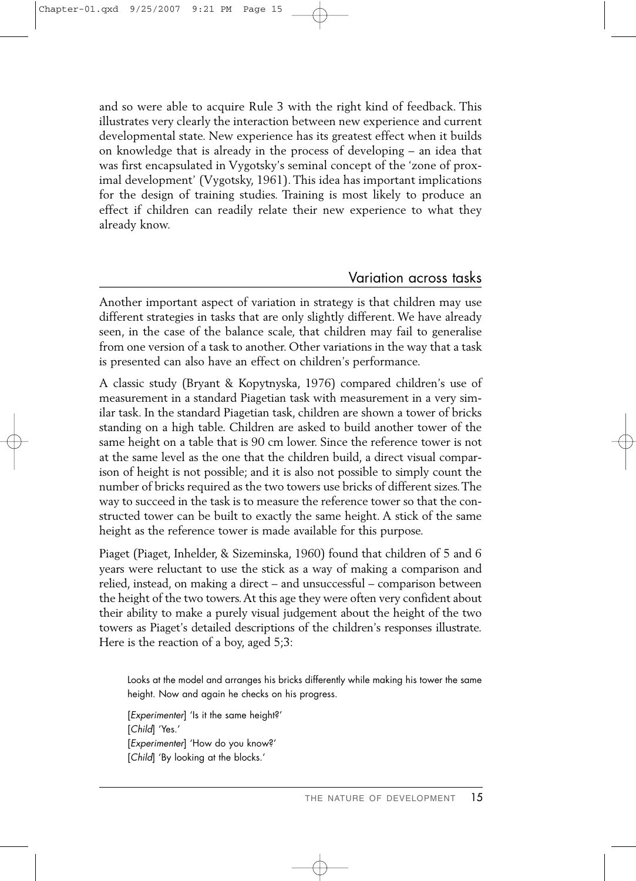and so were able to acquire Rule 3 with the right kind of feedback. This illustrates very clearly the interaction between new experience and current developmental state. New experience has its greatest effect when it builds on knowledge that is already in the process of developing – an idea that was first encapsulated in Vygotsky's seminal concept of the 'zone of proximal development' (Vygotsky, 1961). This idea has important implications for the design of training studies. Training is most likely to produce an effect if children can readily relate their new experience to what they already know.

## Variation across tasks

Another important aspect of variation in strategy is that children may use different strategies in tasks that are only slightly different. We have already seen, in the case of the balance scale, that children may fail to generalise from one version of a task to another. Other variations in the way that a task is presented can also have an effect on children's performance.

A classic study (Bryant & Kopytnyska, 1976) compared children's use of measurement in a standard Piagetian task with measurement in a very similar task. In the standard Piagetian task, children are shown a tower of bricks standing on a high table. Children are asked to build another tower of the same height on a table that is 90 cm lower. Since the reference tower is not at the same level as the one that the children build, a direct visual comparison of height is not possible; and it is also not possible to simply count the number of bricks required as the two towers use bricks of different sizes. The way to succeed in the task is to measure the reference tower so that the constructed tower can be built to exactly the same height. A stick of the same height as the reference tower is made available for this purpose.

Piaget (Piaget, Inhelder, & Sizeminska, 1960) found that children of 5 and 6 years were reluctant to use the stick as a way of making a comparison and relied, instead, on making a direct – and unsuccessful – comparison between the height of the two towers. At this age they were often very confident about their ability to make a purely visual judgement about the height of the two towers as Piaget's detailed descriptions of the children's responses illustrate. Here is the reaction of a boy, aged 5;3:

> Looks at the model and arranges his bricks differently while making his tower the same height. Now and again he checks on his progress.
>
> [*Experimenter*] 'Is it the same height?'
> [*Child*] 'Yes.'
> [*Experimenter*] 'How do you know?'
> [*Child*] 'By looking at the blocks.'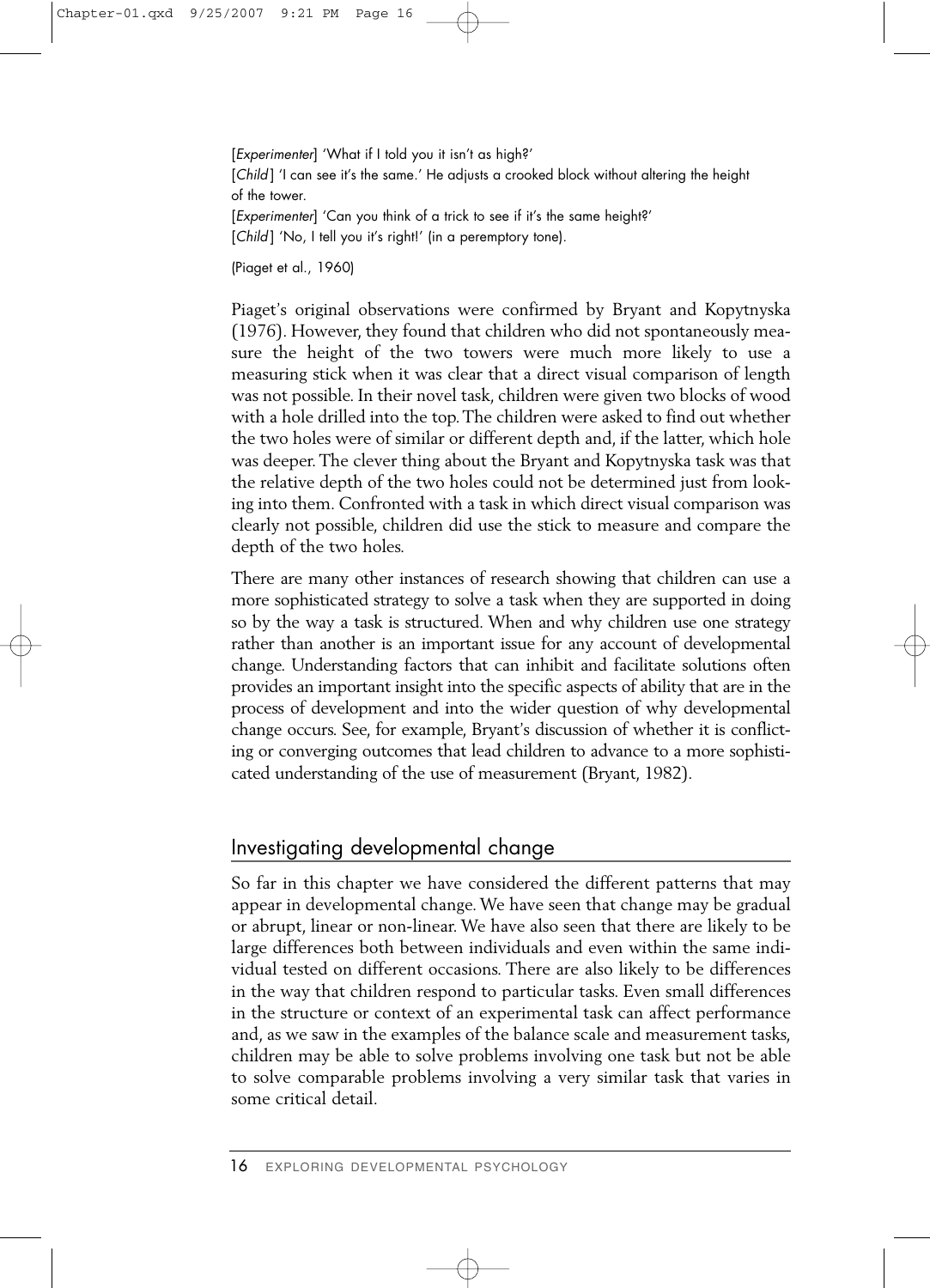[*Experimenter*] 'What if I told you it isn't as high?'
[*Child*] 'I can see it's the same.' He adjusts a crooked block without altering the height of the tower.
[*Experimenter*] 'Can you think of a trick to see if it's the same height?'
[*Child*] 'No, I tell you it's right!' (in a peremptory tone).

(Piaget et al., 1960)

Piaget's original observations were confirmed by Bryant and Kopytnyska (1976). However, they found that children who did not spontaneously measure the height of the two towers were much more likely to use a measuring stick when it was clear that a direct visual comparison of length was not possible. In their novel task, children were given two blocks of wood with a hole drilled into the top. The children were asked to find out whether the two holes were of similar or different depth and, if the latter, which hole was deeper. The clever thing about the Bryant and Kopytnyska task was that the relative depth of the two holes could not be determined just from looking into them. Confronted with a task in which direct visual comparison was clearly not possible, children did use the stick to measure and compare the depth of the two holes.

There are many other instances of research showing that children can use a more sophisticated strategy to solve a task when they are supported in doing so by the way a task is structured. When and why children use one strategy rather than another is an important issue for any account of developmental change. Understanding factors that can inhibit and facilitate solutions often provides an important insight into the specific aspects of ability that are in the process of development and into the wider question of why developmental change occurs. See, for example, Bryant's discussion of whether it is conflicting or converging outcomes that lead children to advance to a more sophisticated understanding of the use of measurement (Bryant, 1982).

## Investigating developmental change

So far in this chapter we have considered the different patterns that may appear in developmental change. We have seen that change may be gradual or abrupt, linear or non-linear. We have also seen that there are likely to be large differences both between individuals and even within the same individual tested on different occasions. There are also likely to be differences in the way that children respond to particular tasks. Even small differences in the structure or context of an experimental task can affect performance and, as we saw in the examples of the balance scale and measurement tasks, children may be able to solve problems involving one task but not be able to solve comparable problems involving a very similar task that varies in some critical detail.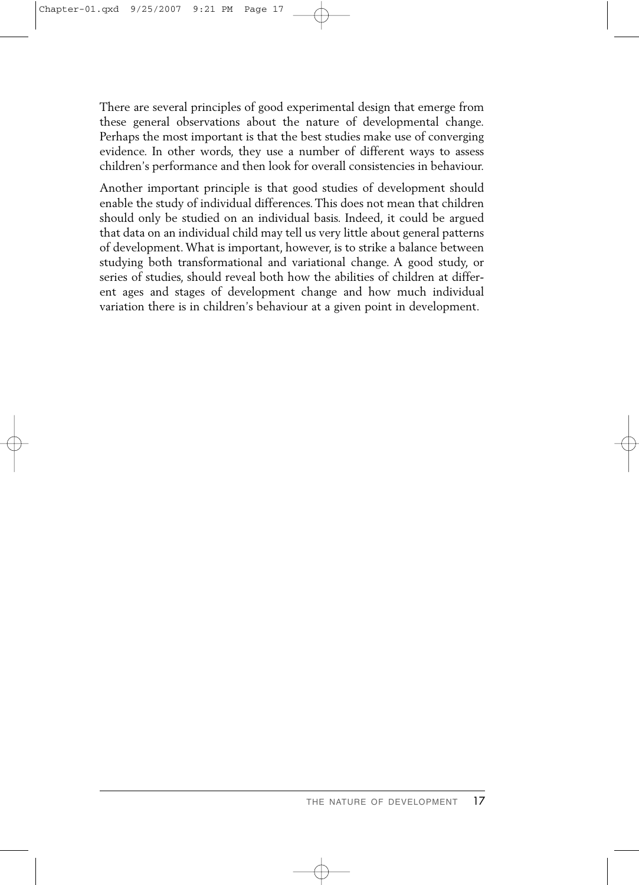There are several principles of good experimental design that emerge from these general observations about the nature of developmental change. Perhaps the most important is that the best studies make use of converging evidence. In other words, they use a number of different ways to assess children's performance and then look for overall consistencies in behaviour.

Another important principle is that good studies of development should enable the study of individual differences. This does not mean that children should only be studied on an individual basis. Indeed, it could be argued that data on an individual child may tell us very little about general patterns of development. What is important, however, is to strike a balance between studying both transformational and variational change. A good study, or series of studies, should reveal both how the abilities of children at different ages and stages of development change and how much individual variation there is in children's behaviour at a given point in development.